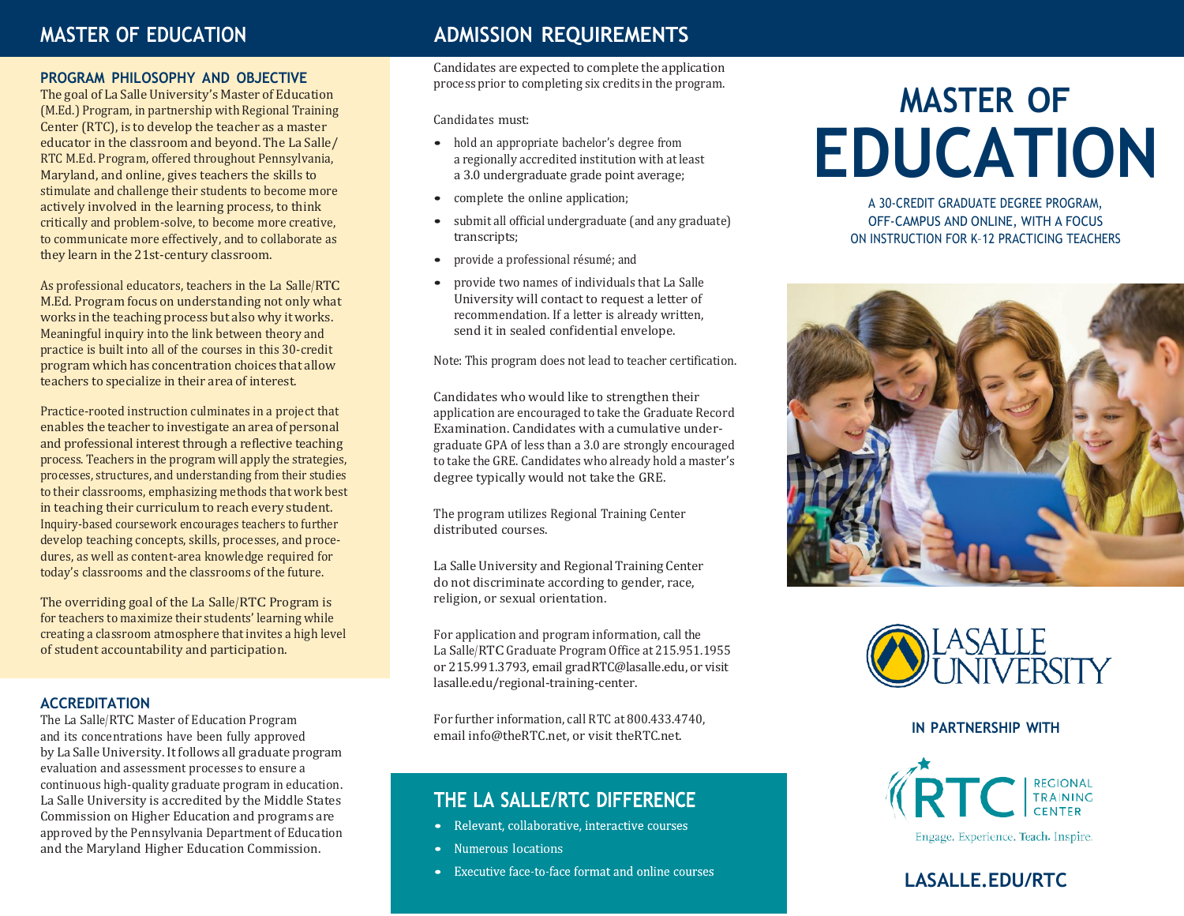## MASTER OF EDUCATION

### PROGRAM PHILOSOPHY AND OBJECTIVE

The goal of La Salle University's Master of Education (M.Ed.) Program, in partnership with Regional Training Center (RTC), is to develop the teacher as a master educator in the classroom and beyond. The La Salle/RTC M.Ed. Program, offered throughout Pennsylvania, Maryland, and online, gives teachers the skills to stimulate and challenge their students to become more actively involved in the learning process, to think critically and problem-solve, to become more creative, to communicate more effectively, and to collaborate as they learn in the 21st-century classroom.

As professional educators, teachers in the La Salle/RTC M.Ed. Program focus on understanding not only what works in the teaching process but also why it works. Meaningful inquiry into the link between theory and practice is built into all of the courses in this 30-credit program which has concentration choices that allow teachers to specialize in their area of interest.

Practice-rooted instruction culminates in a project that enables the teacher to investigate an area of personal and professional interest through a reflective teaching process. Teachers in the program will apply the strategies, processes, structures, and understanding from their studies to their classrooms, emphasizing methods that work best in teaching their curriculum to reach every student. Inquiry-based coursework encourages teachers to further develop teaching concepts, skills, processes, and procedures, as well as content-area knowledge required for today's classrooms and the classrooms of the future.

The overriding goal of the La Salle/RTC Program is for teachers to maximize their students' learning while creating a classroom atmosphere that invites a high level of student accountability and participation.

### ACCREDITATION

The La Salle/RTC Master of Education Program and its concentrations have been fully approved by La Salle University. It follows all graduate program evaluation and assessment processes to ensure a continuous high-quality graduate program in education. La Salle University is accredited by the Middle States Commission on Higher Education and programs are approved by the Pennsylvania Department of Education and the Maryland Higher Education Commission.

## ADMISSION REQUIREMENTS

Candidates are expected to complete the application process prior to completing six credits in the program.

Candidates must:

- hold an appropriate bachelor's degree from a regionally accredited institution with at least a 3.0 undergraduate grade point average;
- complete the online application;
- submit all official undergraduate (and any graduate) transcripts;
- provide a professional résumé; and
- provide two names of individuals that La Salle University will contact to request a letter of recommendation. If a letter is already written, send it in sealed confidential envelope.

Note: This program does not lead to teacher certification.

Candidates who would like to strengthen their application are encouraged to take the Graduate Record Examination. Candidates with a cumulative undergraduate GPA of less than a 3.0 are strongly encouraged to take the GRE. Candidates who already hold a master's degree typically would not take the GRE.

The program utilizes Regional Training Center distributed courses.

La Salle University and Regional Training Center do not discriminate according to gender, race, religion, or sexual orientation.

For application and program information, call the La Salle/RTC Graduate Program Office at 215.951.1955 or 215.991.3793, email gradRTC@lasalle.edu, or visit lasalle.edu/regional-training-center.

For further information, call RTC at 800.433.4740, email info@theRTC.net, or visit theRTC.net.

## THE LA SALLE/RTC DIFFERENCE

- Relevant, collaborative, interactive courses
- Numerous locations
- Executive face-to-face format and online courses

# MASTER OF EDUCATION

A 30-CREDIT GRADUATE DEGREE PROGRAM, OFF-CAMPUS AND ONLINE, WITH A FOCUS ON INSTRUCTION FOR K-12 PRACTICING TEACHERS

LASALLE UNIVERSITY

IN PARTNERSHIP WITH

RTC REGIONAL TRAINING CENTER

Engage. Experience. Teach. Inspire.

LASALLE.EDU/RTC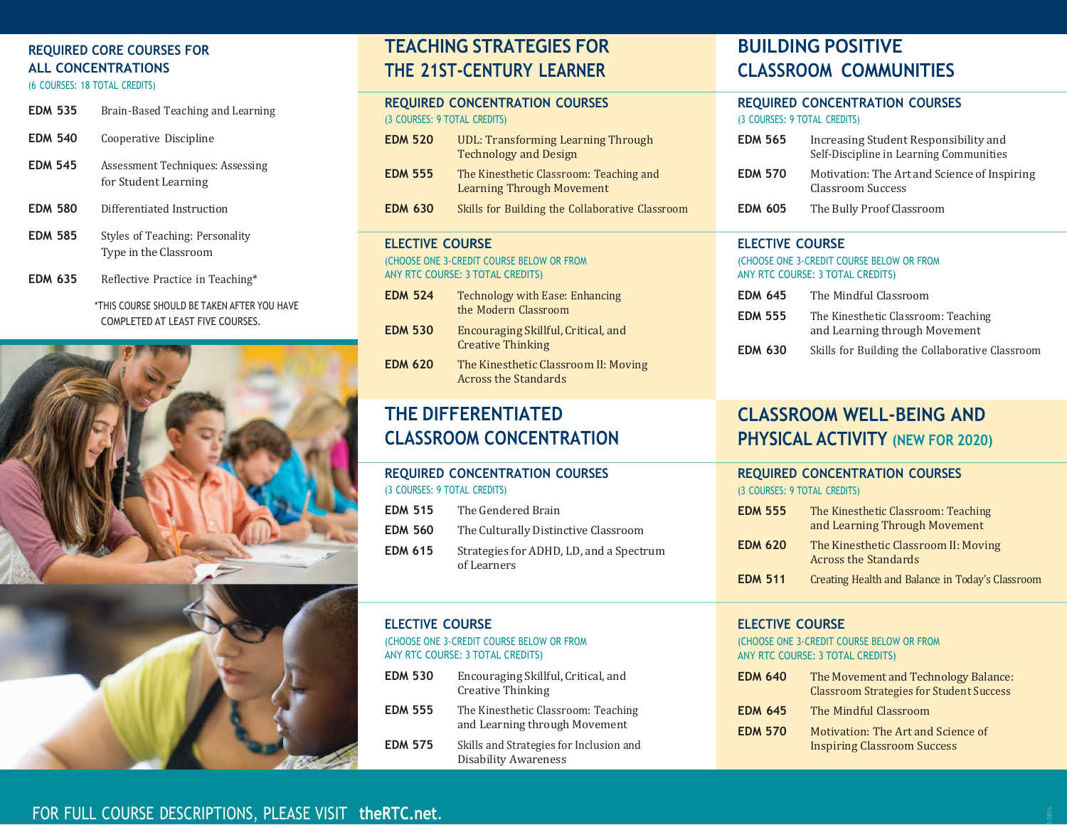## REQUIRED CORE COURSES FOR ALL CONCENTRATIONS

(6 COURSES: 18 TOTAL CREDITS)

| | |
|---|---|
| **EDM 535** | Brain-Based Teaching and Learning |
| **EDM 540** | Cooperative Discipline |
| **EDM 545** | Assessment Techniques: Assessing for Student Learning |
| **EDM 580** | Differentiated Instruction |
| **EDM 585** | Styles of Teaching: Personality Type in the Classroom |
| **EDM 635** | Reflective Practice in Teaching* |

*THIS COURSE SHOULD BE TAKEN AFTER YOU HAVE COMPLETED AT LEAST FIVE COURSES.

## TEACHING STRATEGIES FOR THE 21ST-CENTURY LEARNER

### REQUIRED CONCENTRATION COURSES

(3 COURSES: 9 TOTAL CREDITS)

| | |
|---|---|
| **EDM 520** | UDL: Transforming Learning Through Technology and Design |
| **EDM 555** | The Kinesthetic Classroom: Teaching and Learning Through Movement |
| **EDM 630** | Skills for Building the Collaborative Classroom |

### ELECTIVE COURSE

(CHOOSE ONE 3-CREDIT COURSE BELOW OR FROM ANY RTC COURSE: 3 TOTAL CREDITS)

| | |
|---|---|
| **EDM 524** | Technology with Ease: Enhancing the Modern Classroom |
| **EDM 530** | Encouraging Skillful, Critical, and Creative Thinking |
| **EDM 620** | The Kinesthetic Classroom II: Moving Across the Standards |

## BUILDING POSITIVE CLASSROOM COMMUNITIES

### REQUIRED CONCENTRATION COURSES

(3 COURSES: 9 TOTAL CREDITS)

| | |
|---|---|
| **EDM 565** | Increasing Student Responsibility and Self-Discipline in Learning Communities |
| **EDM 570** | Motivation: The Art and Science of Inspiring Classroom Success |
| **EDM 605** | The Bully Proof Classroom |

### ELECTIVE COURSE

(CHOOSE ONE 3-CREDIT COURSE BELOW OR FROM ANY RTC COURSE: 3 TOTAL CREDITS)

| | |
|---|---|
| **EDM 645** | The Mindful Classroom |
| **EDM 555** | The Kinesthetic Classroom: Teaching and Learning through Movement |
| **EDM 630** | Skills for Building the Collaborative Classroom |

## THE DIFFERENTIATED CLASSROOM CONCENTRATION

### REQUIRED CONCENTRATION COURSES

(3 COURSES: 9 TOTAL CREDITS)

| | |
|---|---|
| **EDM 515** | The Gendered Brain |
| **EDM 560** | The Culturally Distinctive Classroom |
| **EDM 615** | Strategies for ADHD, LD, and a Spectrum of Learners |

### ELECTIVE COURSE

(CHOOSE ONE 3-CREDIT COURSE BELOW OR FROM ANY RTC COURSE: 3 TOTAL CREDITS)

| | |
|---|---|
| **EDM 530** | Encouraging Skillful, Critical, and Creative Thinking |
| **EDM 555** | The Kinesthetic Classroom: Teaching and Learning through Movement |
| **EDM 575** | Skills and Strategies for Inclusion and Disability Awareness |

## CLASSROOM WELL-BEING AND PHYSICAL ACTIVITY (NEW FOR 2020)

### REQUIRED CONCENTRATION COURSES

(3 COURSES: 9 TOTAL CREDITS)

| | |
|---|---|
| **EDM 555** | The Kinesthetic Classroom: Teaching and Learning Through Movement |
| **EDM 620** | The Kinesthetic Classroom II: Moving Across the Standards |
| **EDM 511** | Creating Health and Balance in Today's Classroom |

### ELECTIVE COURSE

(CHOOSE ONE 3-CREDIT COURSE BELOW OR FROM ANY RTC COURSE: 3 TOTAL CREDITS)

| | |
|---|---|
| **EDM 640** | The Movement and Technology Balance: Classroom Strategies for Student Success |
| **EDM 645** | The Mindful Classroom |
| **EDM 570** | Motivation: The Art and Science of Inspiring Classroom Success |

FOR FULL COURSE DESCRIPTIONS, PLEASE VISIT **theRTC.net.**